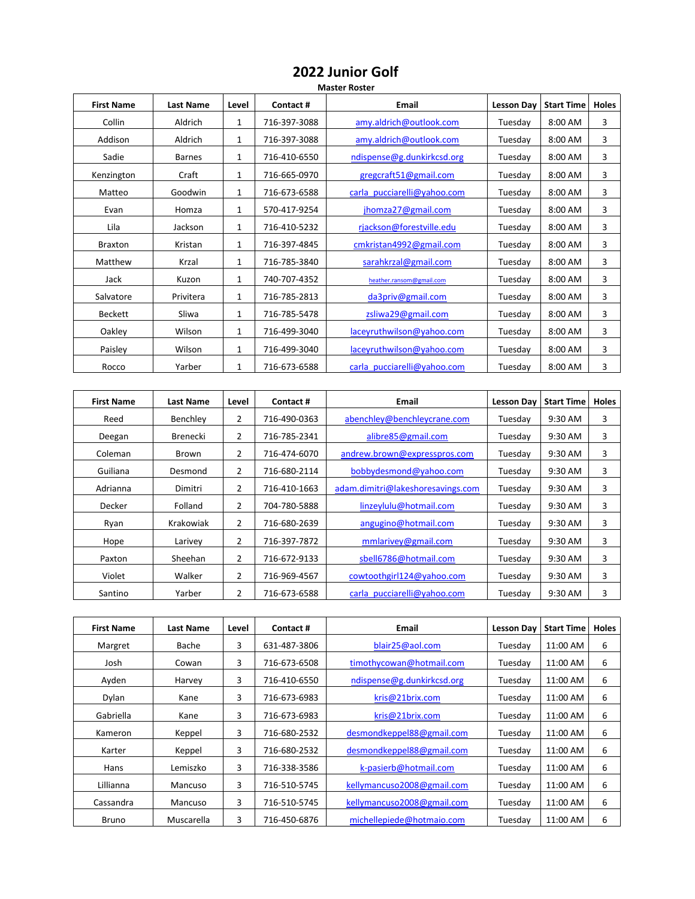# 2022 Junior Golf

**Master Roster**

| First Name | Last Name | Level | Contact # | Email | Lesson Day | Start Time | Holes |
|---|---|---|---|---|---|---|---|
| Collin | Aldrich | 1 | 716-397-3088 | amy.aldrich@outlook.com | Tuesday | 8:00 AM | 3 |
| Addison | Aldrich | 1 | 716-397-3088 | amy.aldrich@outlook.com | Tuesday | 8:00 AM | 3 |
| Sadie | Barnes | 1 | 716-410-6550 | ndispense@g.dunkirkcsd.org | Tuesday | 8:00 AM | 3 |
| Kenzington | Craft | 1 | 716-665-0970 | gregcraft51@gmail.com | Tuesday | 8:00 AM | 3 |
| Matteo | Goodwin | 1 | 716-673-6588 | carla_pucciarelli@yahoo.com | Tuesday | 8:00 AM | 3 |
| Evan | Homza | 1 | 570-417-9254 | jhomza27@gmail.com | Tuesday | 8:00 AM | 3 |
| Lila | Jackson | 1 | 716-410-5232 | rjackson@forestville.edu | Tuesday | 8:00 AM | 3 |
| Braxton | Kristan | 1 | 716-397-4845 | cmkristan4992@gmail.com | Tuesday | 8:00 AM | 3 |
| Matthew | Krzal | 1 | 716-785-3840 | sarahkrzal@gmail.com | Tuesday | 8:00 AM | 3 |
| Jack | Kuzon | 1 | 740-707-4352 | heather.ransom@gmail.com | Tuesday | 8:00 AM | 3 |
| Salvatore | Privitera | 1 | 716-785-2813 | da3priv@gmail.com | Tuesday | 8:00 AM | 3 |
| Beckett | Sliwa | 1 | 716-785-5478 | zsliwa29@gmail.com | Tuesday | 8:00 AM | 3 |
| Oakley | Wilson | 1 | 716-499-3040 | laceyruthwilson@yahoo.com | Tuesday | 8:00 AM | 3 |
| Paisley | Wilson | 1 | 716-499-3040 | laceyruthwilson@yahoo.com | Tuesday | 8:00 AM | 3 |
| Rocco | Yarber | 1 | 716-673-6588 | carla_pucciarelli@yahoo.com | Tuesday | 8:00 AM | 3 |

| First Name | Last Name | Level | Contact # | Email | Lesson Day | Start Time | Holes |
|---|---|---|---|---|---|---|---|
| Reed | Benchley | 2 | 716-490-0363 | abenchley@benchleycrane.com | Tuesday | 9:30 AM | 3 |
| Deegan | Brenecki | 2 | 716-785-2341 | alibre85@gmail.com | Tuesday | 9:30 AM | 3 |
| Coleman | Brown | 2 | 716-474-6070 | andrew.brown@expresspros.com | Tuesday | 9:30 AM | 3 |
| Guiliana | Desmond | 2 | 716-680-2114 | bobbydesmond@yahoo.com | Tuesday | 9:30 AM | 3 |
| Adrianna | Dimitri | 2 | 716-410-1663 | adam.dimitri@lakeshoresavings.com | Tuesday | 9:30 AM | 3 |
| Decker | Folland | 2 | 704-780-5888 | linzeylulu@hotmail.com | Tuesday | 9:30 AM | 3 |
| Ryan | Krakowiak | 2 | 716-680-2639 | angugino@hotmail.com | Tuesday | 9:30 AM | 3 |
| Hope | Larivey | 2 | 716-397-7872 | mmlarivey@gmail.com | Tuesday | 9:30 AM | 3 |
| Paxton | Sheehan | 2 | 716-672-9133 | sbell6786@hotmail.com | Tuesday | 9:30 AM | 3 |
| Violet | Walker | 2 | 716-969-4567 | cowtoothgirl124@yahoo.com | Tuesday | 9:30 AM | 3 |
| Santino | Yarber | 2 | 716-673-6588 | carla_pucciarelli@yahoo.com | Tuesday | 9:30 AM | 3 |

| First Name | Last Name | Level | Contact # | Email | Lesson Day | Start Time | Holes |
|---|---|---|---|---|---|---|---|
| Margret | Bache | 3 | 631-487-3806 | blair25@aol.com | Tuesday | 11:00 AM | 6 |
| Josh | Cowan | 3 | 716-673-6508 | timothycowan@hotmail.com | Tuesday | 11:00 AM | 6 |
| Ayden | Harvey | 3 | 716-410-6550 | ndispense@g.dunkirkcsd.org | Tuesday | 11:00 AM | 6 |
| Dylan | Kane | 3 | 716-673-6983 | kris@21brix.com | Tuesday | 11:00 AM | 6 |
| Gabriella | Kane | 3 | 716-673-6983 | kris@21brix.com | Tuesday | 11:00 AM | 6 |
| Kameron | Keppel | 3 | 716-680-2532 | desmondkeppel88@gmail.com | Tuesday | 11:00 AM | 6 |
| Karter | Keppel | 3 | 716-680-2532 | desmondkeppel88@gmail.com | Tuesday | 11:00 AM | 6 |
| Hans | Lemiszko | 3 | 716-338-3586 | k-pasierb@hotmail.com | Tuesday | 11:00 AM | 6 |
| Lillianna | Mancuso | 3 | 716-510-5745 | kellymancuso2008@gmail.com | Tuesday | 11:00 AM | 6 |
| Cassandra | Mancuso | 3 | 716-510-5745 | kellymancuso2008@gmail.com | Tuesday | 11:00 AM | 6 |
| Bruno | Muscarella | 3 | 716-450-6876 | michellepiede@hotmaio.com | Tuesday | 11:00 AM | 6 |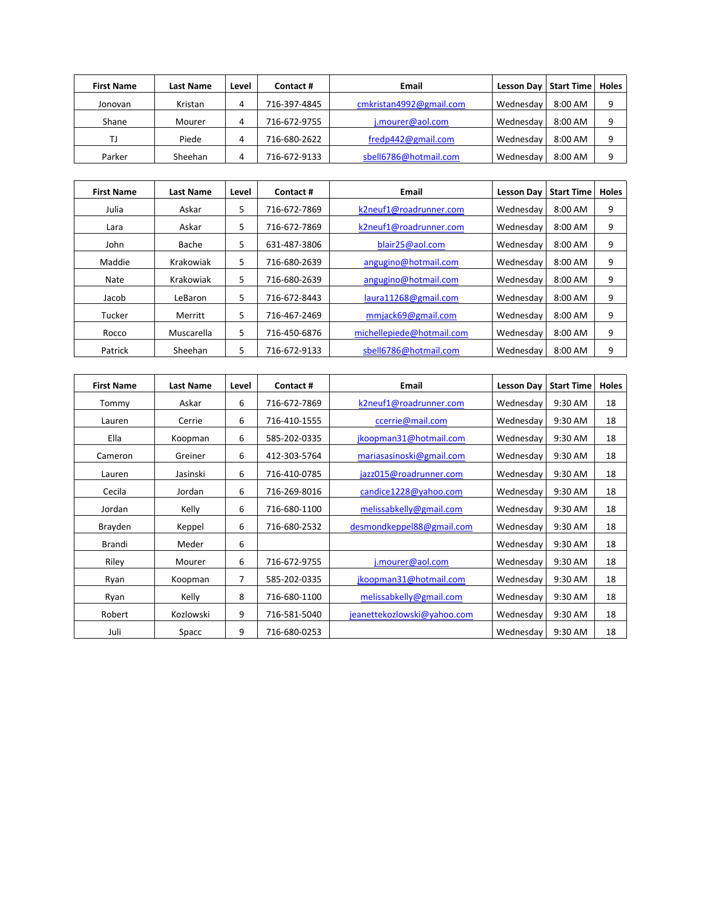| First Name | Last Name | Level | Contact # | Email | Lesson Day | Start Time | Holes |
|---|---|---|---|---|---|---|---|
| Jonovan | Kristan | 4 | 716-397-4845 | cmkristan4992@gmail.com | Wednesday | 8:00 AM | 9 |
| Shane | Mourer | 4 | 716-672-9755 | j.mourer@aol.com | Wednesday | 8:00 AM | 9 |
| TJ | Piede | 4 | 716-680-2622 | fredp442@gmail.com | Wednesday | 8:00 AM | 9 |
| Parker | Sheehan | 4 | 716-672-9133 | sbell6786@hotmail.com | Wednesday | 8:00 AM | 9 |

| First Name | Last Name | Level | Contact # | Email | Lesson Day | Start Time | Holes |
|---|---|---|---|---|---|---|---|
| Julia | Askar | 5 | 716-672-7869 | k2neuf1@roadrunner.com | Wednesday | 8:00 AM | 9 |
| Lara | Askar | 5 | 716-672-7869 | k2neuf1@roadrunner.com | Wednesday | 8:00 AM | 9 |
| John | Bache | 5 | 631-487-3806 | blair25@aol.com | Wednesday | 8:00 AM | 9 |
| Maddie | Krakowiak | 5 | 716-680-2639 | angugino@hotmail.com | Wednesday | 8:00 AM | 9 |
| Nate | Krakowiak | 5 | 716-680-2639 | angugino@hotmail.com | Wednesday | 8:00 AM | 9 |
| Jacob | LeBaron | 5 | 716-672-8443 | laura11268@gmail.com | Wednesday | 8:00 AM | 9 |
| Tucker | Merritt | 5 | 716-467-2469 | mmjack69@gmail.com | Wednesday | 8:00 AM | 9 |
| Rocco | Muscarella | 5 | 716-450-6876 | michellepiede@hotmail.com | Wednesday | 8:00 AM | 9 |
| Patrick | Sheehan | 5 | 716-672-9133 | sbell6786@hotmail.com | Wednesday | 8:00 AM | 9 |

| First Name | Last Name | Level | Contact # | Email | Lesson Day | Start Time | Holes |
|---|---|---|---|---|---|---|---|
| Tommy | Askar | 6 | 716-672-7869 | k2neuf1@roadrunner.com | Wednesday | 9:30 AM | 18 |
| Lauren | Cerrie | 6 | 716-410-1555 | ccerrie@mail.com | Wednesday | 9:30 AM | 18 |
| Ella | Koopman | 6 | 585-202-0335 | jkoopman31@hotmail.com | Wednesday | 9:30 AM | 18 |
| Cameron | Greiner | 6 | 412-303-5764 | mariasasinoski@gmail.com | Wednesday | 9:30 AM | 18 |
| Lauren | Jasinski | 6 | 716-410-0785 | jazz015@roadrunner.com | Wednesday | 9:30 AM | 18 |
| Cecila | Jordan | 6 | 716-269-8016 | candice1228@yahoo.com | Wednesday | 9:30 AM | 18 |
| Jordan | Kelly | 6 | 716-680-1100 | melissabkelly@gmail.com | Wednesday | 9:30 AM | 18 |
| Brayden | Keppel | 6 | 716-680-2532 | desmondkeppel88@gmail.com | Wednesday | 9:30 AM | 18 |
| Brandi | Meder | 6 | | | Wednesday | 9:30 AM | 18 |
| Riley | Mourer | 6 | 716-672-9755 | j.mourer@aol.com | Wednesday | 9:30 AM | 18 |
| Ryan | Koopman | 7 | 585-202-0335 | jkoopman31@hotmail.com | Wednesday | 9:30 AM | 18 |
| Ryan | Kelly | 8 | 716-680-1100 | melissabkelly@gmail.com | Wednesday | 9:30 AM | 18 |
| Robert | Kozlowski | 9 | 716-581-5040 | jeanettekozlowski@yahoo.com | Wednesday | 9:30 AM | 18 |
| Juli | Spacc | 9 | 716-680-0253 | | Wednesday | 9:30 AM | 18 |